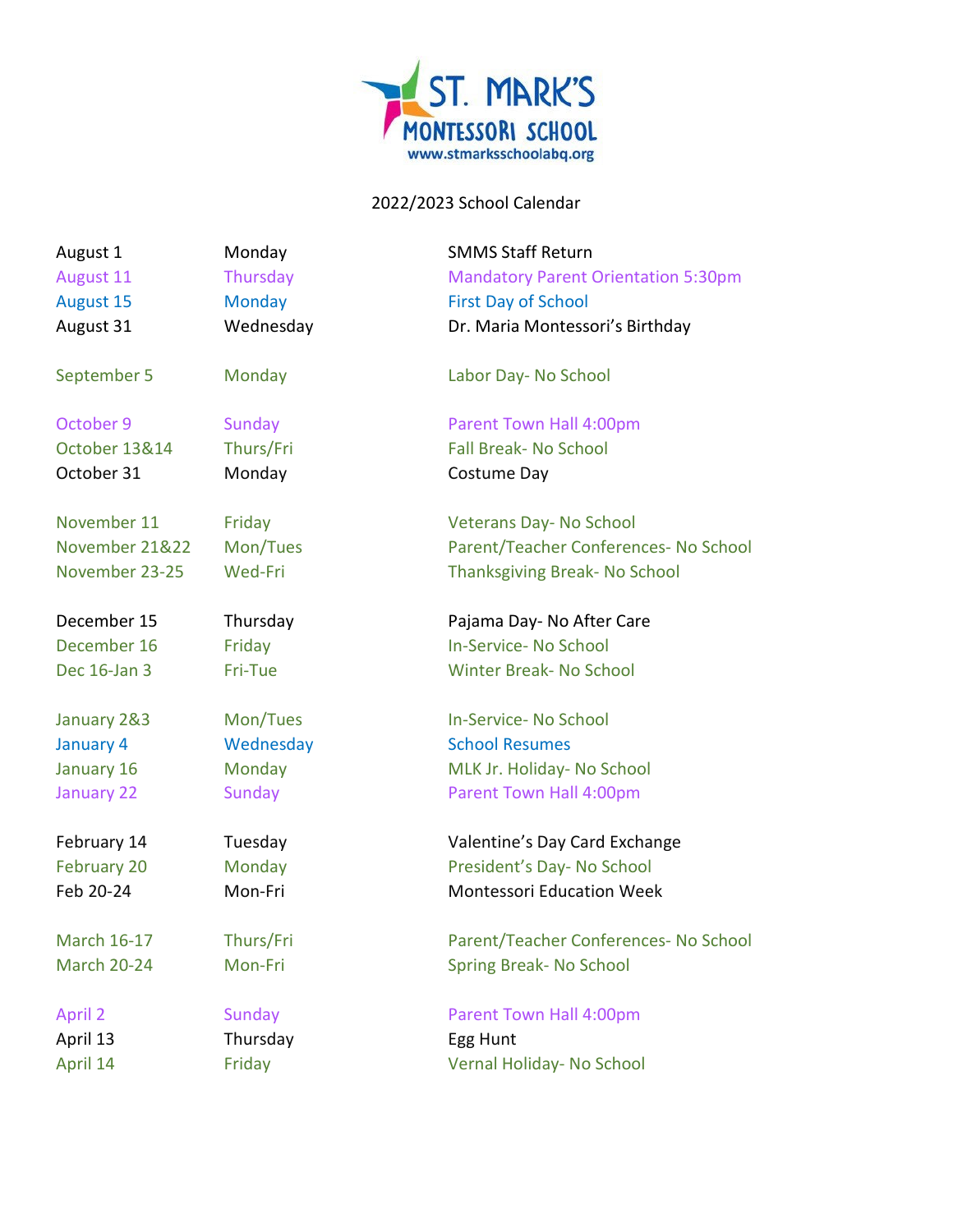# ST. MARK'S MONTESSORI SCHOOL

www.stmarksschoolabq.org

2022/2023 School Calendar

| Date | Day | Event |
|---|---|---|
| August 1 | Monday | SMMS Staff Return |
| August 11 | Thursday | Mandatory Parent Orientation 5:30pm |
| August 15 | Monday | First Day of School |
| August 31 | Wednesday | Dr. Maria Montessori's Birthday |
| September 5 | Monday | Labor Day- No School |
| October 9 | Sunday | Parent Town Hall 4:00pm |
| October 13&14 | Thurs/Fri | Fall Break- No School |
| October 31 | Monday | Costume Day |
| November 11 | Friday | Veterans Day- No School |
| November 21&22 | Mon/Tues | Parent/Teacher Conferences- No School |
| November 23-25 | Wed-Fri | Thanksgiving Break- No School |
| December 15 | Thursday | Pajama Day- No After Care |
| December 16 | Friday | In-Service- No School |
| Dec 16-Jan 3 | Fri-Tue | Winter Break- No School |
| January 2&3 | Mon/Tues | In-Service- No School |
| January 4 | Wednesday | School Resumes |
| January 16 | Monday | MLK Jr. Holiday- No School |
| January 22 | Sunday | Parent Town Hall 4:00pm |
| February 14 | Tuesday | Valentine's Day Card Exchange |
| February 20 | Monday | President's Day- No School |
| Feb 20-24 | Mon-Fri | Montessori Education Week |
| March 16-17 | Thurs/Fri | Parent/Teacher Conferences- No School |
| March 20-24 | Mon-Fri | Spring Break- No School |
| April 2 | Sunday | Parent Town Hall 4:00pm |
| April 13 | Thursday | Egg Hunt |
| April 14 | Friday | Vernal Holiday- No School |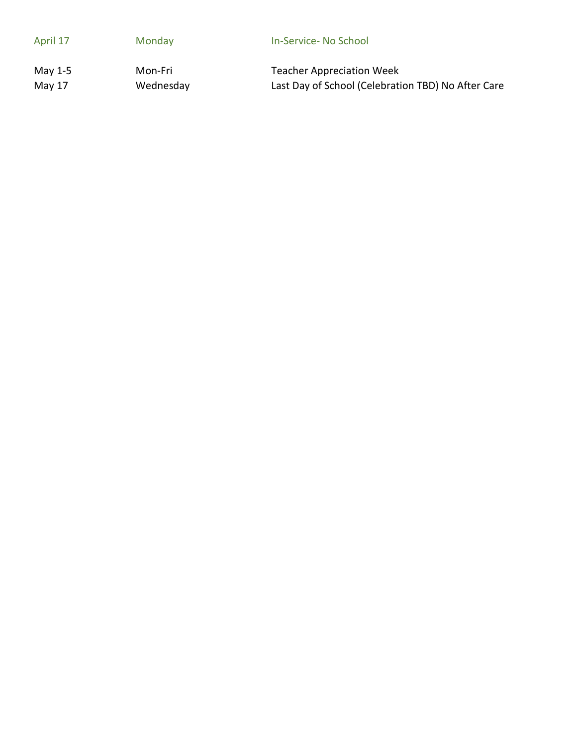| | | |
|---|---|---|
| April 17 | Monday | In-Service- No School |
| May 1-5 | Mon-Fri | Teacher Appreciation Week |
| May 17 | Wednesday | Last Day of School (Celebration TBD) No After Care |